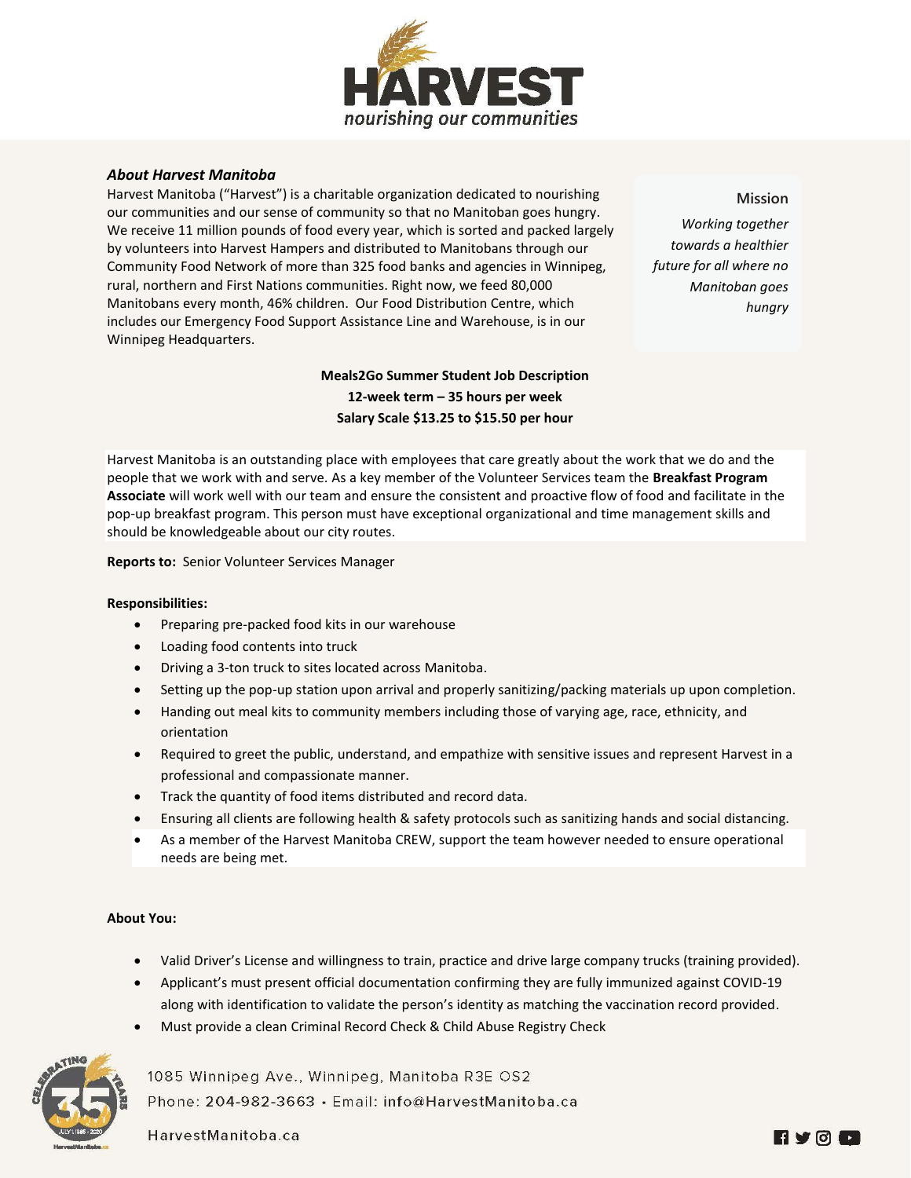# HARVEST

*nourishing our communities*

### *About Harvest Manitoba*

Harvest Manitoba ("Harvest") is a charitable organization dedicated to nourishing our communities and our sense of community so that no Manitoban goes hungry. We receive 11 million pounds of food every year, which is sorted and packed largely by volunteers into Harvest Hampers and distributed to Manitobans through our Community Food Network of more than 325 food banks and agencies in Winnipeg, rural, northern and First Nations communities. Right now, we feed 80,000 Manitobans every month, 46% children. Our Food Distribution Centre, which includes our Emergency Food Support Assistance Line and Warehouse, is in our Winnipeg Headquarters.

**Mission**

*Working together towards a healthier future for all where no Manitoban goes hungry*

**Meals2Go Summer Student Job Description**
**12-week term – 35 hours per week**
**Salary Scale $13.25 to $15.50 per hour**

Harvest Manitoba is an outstanding place with employees that care greatly about the work that we do and the people that we work with and serve. As a key member of the Volunteer Services team the **Breakfast Program Associate** will work well with our team and ensure the consistent and proactive flow of food and facilitate in the pop-up breakfast program. This person must have exceptional organizational and time management skills and should be knowledgeable about our city routes.

**Reports to:** Senior Volunteer Services Manager

**Responsibilities:**

- Preparing pre-packed food kits in our warehouse
- Loading food contents into truck
- Driving a 3-ton truck to sites located across Manitoba.
- Setting up the pop-up station upon arrival and properly sanitizing/packing materials up upon completion.
- Handing out meal kits to community members including those of varying age, race, ethnicity, and orientation
- Required to greet the public, understand, and empathize with sensitive issues and represent Harvest in a professional and compassionate manner.
- Track the quantity of food items distributed and record data.
- Ensuring all clients are following health & safety protocols such as sanitizing hands and social distancing.
- As a member of the Harvest Manitoba CREW, support the team however needed to ensure operational needs are being met.

**About You:**

- Valid Driver's License and willingness to train, practice and drive large company trucks (training provided).
- Applicant's must present official documentation confirming they are fully immunized against COVID-19 along with identification to validate the person's identity as matching the vaccination record provided.
- Must provide a clean Criminal Record Check & Child Abuse Registry Check

1085 Winnipeg Ave., Winnipeg, Manitoba R3E 0S2
Phone: 204-982-3663 • Email: info@HarvestManitoba.ca
HarvestManitoba.ca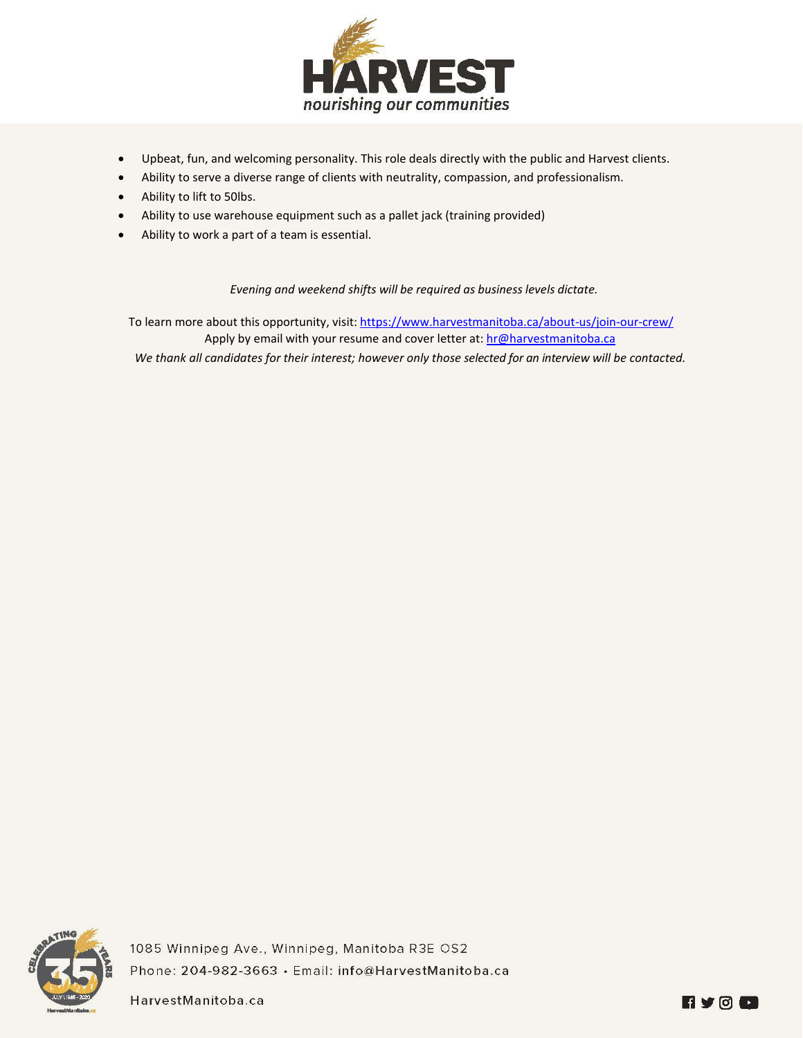- Upbeat, fun, and welcoming personality. This role deals directly with the public and Harvest clients.
- Ability to serve a diverse range of clients with neutrality, compassion, and professionalism.
- Ability to lift to 50lbs.
- Ability to use warehouse equipment such as a pallet jack (training provided)
- Ability to work a part of a team is essential.

*Evening and weekend shifts will be required as business levels dictate.*

To learn more about this opportunity, visit: https://www.harvestmanitoba.ca/about-us/join-our-crew/
Apply by email with your resume and cover letter at: hr@harvestmanitoba.ca
*We thank all candidates for their interest; however only those selected for an interview will be contacted.*